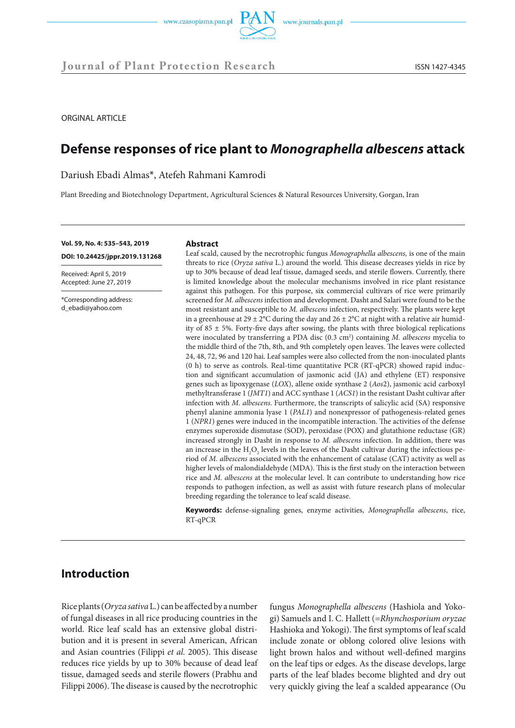ORGINAL ARTICLE

# Defense responses of rice plant to *Monographella albescens* attack

Dariush Ebadi Almas*, Atefeh Rahmani Kamrodi

Plant Breeding and Biotechnology Department, Agricultural Sciences & Natural Resources University, Gorgan, Iran

**Vol. 59, No. 4: 535–543, 2019**

**DOI: 10.24425/jppr.2019.131268**

Received: April 5, 2019
Accepted: June 27, 2019

*Corresponding address:
d_ebadi@yahoo.com

## Abstract

Leaf scald, caused by the necrotrophic fungus *Monographella albescens,* is one of the main threats to rice (*Oryza sativa* L.) around the world. This disease decreases yields in rice by up to 30% because of dead leaf tissue, damaged seeds, and sterile flowers. Currently, there is limited knowledge about the molecular mechanisms involved in rice plant resistance against this pathogen. For this purpose, six commercial cultivars of rice were primarily screened for *M. albescens* infection and development. Dasht and Salari were found to be the most resistant and susceptible to *M. albescens* infection, respectively. The plants were kept in a greenhouse at 29 ± 2°C during the day and 26 ± 2°C at night with a relative air humidity of 85 ± 5%. Forty-five days after sowing, the plants with three biological replications were inoculated by transferring a PDA disc (0.3 $cm^2$) containing *M. albescens* mycelia to the middle third of the 7th, 8th, and 9th completely open leaves. The leaves were collected 24, 48, 72, 96 and 120 hai. Leaf samples were also collected from the non-inoculated plants (0 h) to serve as controls. Real-time quantitative PCR (RT-qPCR) showed rapid induction and significant accumulation of jasmonic acid (JA) and ethylene (ET) responsive genes such as lipoxygenase (*LOX*), allene oxide synthase 2 (*Aos*2), jasmonic acid carboxyl methyltransferase 1 (*JMT1*) and ACC synthase 1 (*ACS1*) in the resistant Dasht cultivar after infection with *M. albescens*. Furthermore, the transcripts of salicylic acid (SA) responsive phenyl alanine ammonia lyase 1 (*PAL1*) and nonexpressor of pathogenesis-related genes 1 (*NPR1*) genes were induced in the incompatible interaction. The activities of the defense enzymes superoxide dismutase (SOD), peroxidase (POX) and glutathione reductase (GR) increased strongly in Dasht in response to *M. albescens* infection. In addition, there was an increase in the $H_2O_2$ levels in the leaves of the Dasht cultivar during the infectious period of *M. albescens* associated with the enhancement of catalase (CAT) activity as well as higher levels of malondialdehyde (MDA). This is the first study on the interaction between rice and *M. albescens* at the molecular level. It can contribute to understanding how rice responds to pathogen infection, as well as assist with future research plans of molecular breeding regarding the tolerance to leaf scald disease.

**Keywords:** defense-signaling genes, enzyme activities, *Monographella albescens*, rice, RT-qPCR

## Introduction

Rice plants (*Oryza sativa* L.) can be affected by a number of fungal diseases in all rice producing countries in the world. Rice leaf scald has an extensive global distribution and it is present in several American, African and Asian countries (Filippi *et al*. 2005). This disease reduces rice yields by up to 30% because of dead leaf tissue, damaged seeds and sterile flowers (Prabhu and Filippi 2006). The disease is caused by the necrotrophic fungus *Monographella albescens* (Hashiola and Yokogi) Samuels and I. C. Hallett (=*Rhynchosporium oryzae* Hashioka and Yokogi). The first symptoms of leaf scald include zonate or oblong colored olive lesions with light brown halos and without well-defined margins on the leaf tips or edges. As the disease develops, large parts of the leaf blades become blighted and dry out very quickly giving the leaf a scalded appearance (Ou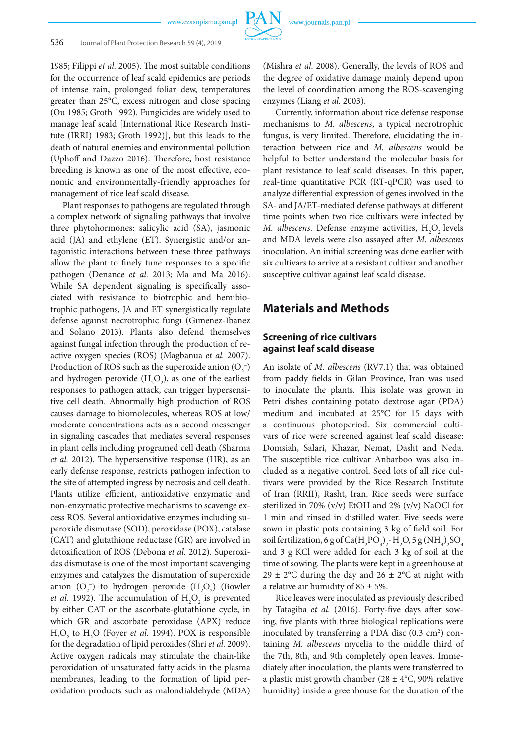1985; Filippi *et al.* 2005). The most suitable conditions for the occurrence of leaf scald epidemics are periods of intense rain, prolonged foliar dew, temperatures greater than 25°C, excess nitrogen and close spacing (Ou 1985; Groth 1992). Fungicides are widely used to manage leaf scald [International Rice Research Institute (IRRI) 1983; Groth 1992)], but this leads to the death of natural enemies and environmental pollution (Uphoff and Dazzo 2016). Therefore, host resistance breeding is known as one of the most effective, economic and environmentally-friendly approaches for management of rice leaf scald disease.

Plant responses to pathogens are regulated through a complex network of signaling pathways that involve three phytohormones: salicylic acid (SA), jasmonic acid (JA) and ethylene (ET). Synergistic and/or antagonistic interactions between these three pathways allow the plant to finely tune responses to a specific pathogen (Denance *et al.* 2013; Ma and Ma 2016). While SA dependent signaling is specifically associated with resistance to biotrophic and hemibiotrophic pathogens, JA and ET synergistically regulate defense against necrotrophic fungi (Gimenez-Ibanez and Solano 2013). Plants also defend themselves against fungal infection through the production of reactive oxygen species (ROS) (Magbanua *et al.* 2007). Production of ROS such as the superoxide anion ($O_2^-$) and hydrogen peroxide ($H_2O_2$), as one of the earliest responses to pathogen attack, can trigger hypersensitive cell death. Abnormally high production of ROS causes damage to biomolecules, whereas ROS at low/moderate concentrations acts as a second messenger in signaling cascades that mediates several responses in plant cells including programed cell death (Sharma *et al.* 2012). The hypersensitive response (HR), as an early defense response, restricts pathogen infection to the site of attempted ingress by necrosis and cell death. Plants utilize efficient, antioxidative enzymatic and non-enzymatic protective mechanisms to scavenge excess ROS. Several antioxidative enzymes including superoxide dismutase (SOD), peroxidase (POX), catalase (CAT) and glutathione reductase (GR) are involved in detoxification of ROS (Debona *et al.* 2012). Superoxidas dismutase is one of the most important scavenging enzymes and catalyzes the dismutation of superoxide anion ($O_2^-$) to hydrogen peroxide ($H_2O_2$) (Bowler *et al.* 1992). The accumulation of $H_2O_2$ is prevented by either CAT or the ascorbate-glutathione cycle, in which GR and ascorbate peroxidase (APX) reduce $H_2O_2$ to $H_2O$ (Foyer *et al.* 1994). POX is responsible for the degradation of lipid peroxides (Shri *et al.* 2009). Active oxygen radicals may stimulate the chain-like peroxidation of unsaturated fatty acids in the plasma membranes, leading to the formation of lipid peroxidation products such as malondialdehyde (MDA) (Mishra *et al.* 2008). Generally, the levels of ROS and the degree of oxidative damage mainly depend upon the level of coordination among the ROS-scavenging enzymes (Liang *et al.* 2003).

Currently, information about rice defense response mechanisms to *M. albescens*, a typical necrotrophic fungus, is very limited. Therefore, elucidating the interaction between rice and *M. albescens* would be helpful to better understand the molecular basis for plant resistance to leaf scald diseases. In this paper, real-time quantitative PCR (RT-qPCR) was used to analyze differential expression of genes involved in the SA- and JA/ET-mediated defense pathways at different time points when two rice cultivars were infected by *M. albescens*. Defense enzyme activities, $H_2O_2$ levels and MDA levels were also assayed after *M. albescens* inoculation. An initial screening was done earlier with six cultivars to arrive at a resistant cultivar and another susceptive cultivar against leaf scald disease.

## Materials and Methods

### Screening of rice cultivars against leaf scald disease

An isolate of *M. albescens* (RV7.1) that was obtained from paddy fields in Gilan Province, Iran was used to inoculate the plants. This isolate was grown in Petri dishes containing potato dextrose agar (PDA) medium and incubated at 25°C for 15 days with a continuous photoperiod. Six commercial cultivars of rice were screened against leaf scald disease: Domsiah, Salari, Khazar, Nemat, Dasht and Neda. The susceptible rice cultivar Anbarboo was also included as a negative control. Seed lots of all rice cultivars were provided by the Rice Research Institute of Iran (RRII), Rasht, Iran. Rice seeds were surface sterilized in 70% (v/v) EtOH and 2% (v/v) NaOCl for 1 min and rinsed in distilled water. Five seeds were sown in plastic pots containing 3 kg of field soil. For soil fertilization, 6 g of $Ca(H_2PO_4)_2 \cdot H_2O$, 5 g $(NH_4)_2SO_4$ and 3 g KCl were added for each 3 kg of soil at the time of sowing. The plants were kept in a greenhouse at 29 ± 2°C during the day and 26 ± 2°C at night with a relative air humidity of 85 ± 5%.

Rice leaves were inoculated as previously described by Tatagiba *et al.* (2016). Forty-five days after sowing, five plants with three biological replications were inoculated by transferring a PDA disc (0.3 cm$^2$) containing *M. albescens* mycelia to the middle third of the 7th, 8th, and 9th completely open leaves. Immediately after inoculation, the plants were transferred to a plastic mist growth chamber (28 ± 4°C, 90% relative humidity) inside a greenhouse for the duration of the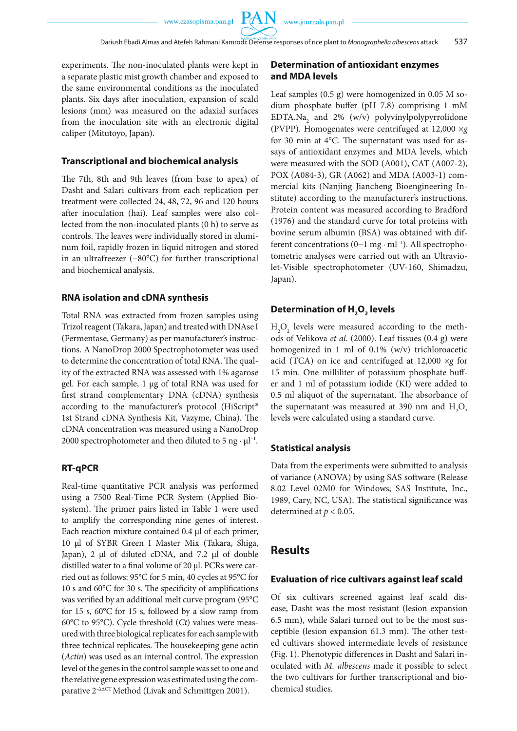experiments. The non-inoculated plants were kept in a separate plastic mist growth chamber and exposed to the same environmental conditions as the inoculated plants. Six days after inoculation, expansion of scald lesions (mm) was measured on the adaxial surfaces from the inoculation site with an electronic digital caliper (Mitutoyo, Japan).

### Transcriptional and biochemical analysis

The 7th, 8th and 9th leaves (from base to apex) of Dasht and Salari cultivars from each replication per treatment were collected 24, 48, 72, 96 and 120 hours after inoculation (hai). Leaf samples were also collected from the non-inoculated plants (0 h) to serve as controls. The leaves were individually wrapped in aluminum foil, rapidly frozen in liquid nitrogen and stored in an ultrafreezer (−80°C) for further transcriptional and biochemical analysis.

### RNA isolation and cDNA synthesis

Total RNA was extracted from frozen samples using Trizol reagent (Takara, Japan) and treated with DNAse I (Fermentase, Germany) as per manufacturer's instructions. A NanoDrop 2000 Spectrophotometer was used to determine the concentration of total RNA. The quality of the extracted RNA was assessed with 1% agarose gel. For each sample, 1 μg of total RNA was used for first strand complementary DNA (cDNA) synthesis according to the manufacturer's protocol (HiScript® 1st Strand cDNA Synthesis Kit, Vazyme, China). The cDNA concentration was measured using a NanoDrop 2000 spectrophotometer and then diluted to 5 ng · μl$^{-1}$.

### RT-qPCR

Real-time quantitative PCR analysis was performed using a 7500 Real-Time PCR System (Applied Biosystem). The primer pairs listed in Table 1 were used to amplify the corresponding nine genes of interest. Each reaction mixture contained 0.4 μl of each primer, 10 μl of SYBR Green I Master Mix (Takara, Shiga, Japan), 2 μl of diluted cDNA, and 7.2 μl of double distilled water to a final volume of 20 μl. PCRs were carried out as follows: 95°C for 5 min, 40 cycles at 95°C for 10 s and 60°C for 30 s. The specificity of amplifications was verified by an additional melt curve program (95°C for 15 s, 60°C for 15 s, followed by a slow ramp from 60°C to 95°C). Cycle threshold (*Ct*) values were measured with three biological replicates for each sample with three technical replicates. The housekeeping gene actin (*Actin*) was used as an internal control. The expression level of the genes in the control sample was set to one and the relative gene expression was estimated using the comparative $2^{-\Delta\Delta CT}$ Method (Livak and Schmittgen 2001).

### Determination of antioxidant enzymes and MDA levels

Leaf samples (0.5 g) were homogenized in 0.05 M sodium phosphate buffer (pH 7.8) comprising 1 mM EDTA.$Na_2$ and 2% (w/v) polyvinylpolypyrrolidone (PVPP). Homogenates were centrifuged at 12,000 ×*g* for 30 min at 4°C. The supernatant was used for assays of antioxidant enzymes and MDA levels, which were measured with the SOD (A001), CAT (A007-2), POX (A084-3), GR (A062) and MDA (A003-1) commercial kits (Nanjing Jiancheng Bioengineering Institute) according to the manufacturer's instructions. Protein content was measured according to Bradford (1976) and the standard curve for total proteins with bovine serum albumin (BSA) was obtained with different concentrations (0–1 mg · ml$^{-1}$). All spectrophotometric analyses were carried out with an Ultraviolet-Visible spectrophotometer (UV-160, Shimadzu, Japan).

### Determination of $H_2O_2$ levels

$H_2O_2$ levels were measured according to the methods of Velikova *et al.* (2000). Leaf tissues (0.4 g) were homogenized in 1 ml of 0.1% (w/v) trichloroacetic acid (TCA) on ice and centrifuged at 12,000 ×*g* for 15 min. One milliliter of potassium phosphate buffer and 1 ml of potassium iodide (KI) were added to 0.5 ml aliquot of the supernatant. The absorbance of the supernatant was measured at 390 nm and $H_2O_2$ levels were calculated using a standard curve.

### Statistical analysis

Data from the experiments were submitted to analysis of variance (ANOVA) by using SAS software (Release 8.02 Level 02M0 for Windows; SAS Institute, Inc., 1989, Cary, NC, USA). The statistical significance was determined at $p < 0.05$.

## Results

### Evaluation of rice cultivars against leaf scald

Of six cultivars screened against leaf scald disease, Dasht was the most resistant (lesion expansion 6.5 mm), while Salari turned out to be the most susceptible (lesion expansion 61.3 mm). The other tested cultivars showed intermediate levels of resistance (Fig. 1). Phenotypic differences in Dasht and Salari inoculated with *M. albescens* made it possible to select the two cultivars for further transcriptional and biochemical studies.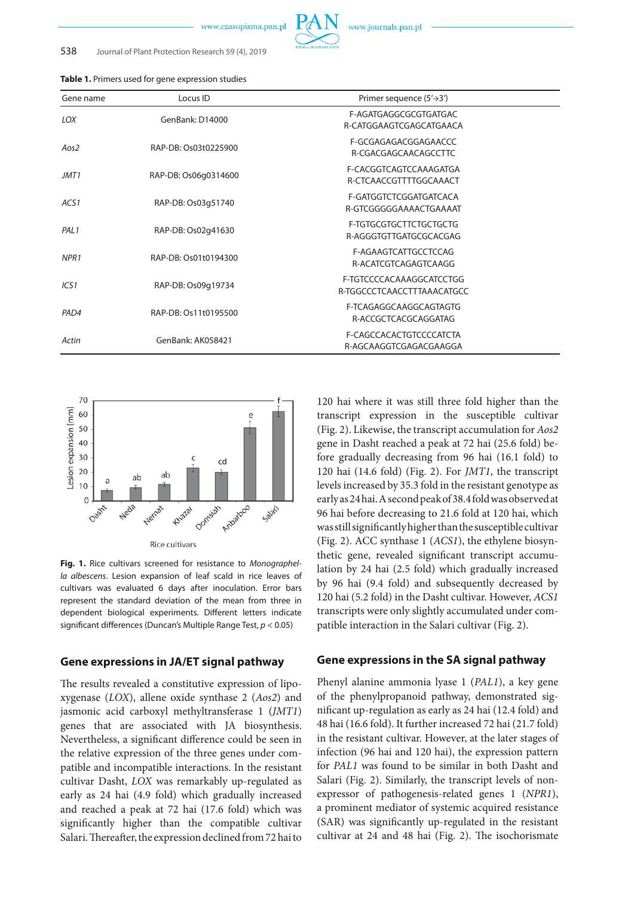**Table 1.** Primers used for gene expression studies

| Gene name | Locus ID | Primer sequence (5'→3') |
|---|---|---|
| *LOX* | GenBank: D14000 | F-AGATGAGGCGCGTGATGAC<br>R-CATGGAAGTCGAGCATGAACA |
| *Aos2* | RAP-DB: Os03t0225900 | F-GCGAGAGACGGAGAACCC<br>R-CGACGAGCAACAGCCTTC |
| *JMT1* | RAP-DB: Os06g0314600 | F-CACGGTCAGTCCAAAGATGA<br>R-CTCAACCGTTTTGGCAAACT |
| *ACS1* | RAP-DB: Os03g51740 | F-GATGGTCTCGGATGATCACA<br>R-GTCGGGGGAAAACTGAAAAT |
| *PAL1* | RAP-DB: Os02g41630 | F-TGTGCGTGCTTCTGCTGCTG<br>R-AGGGTGTTGATGCGCACGAG |
| *NPR1* | RAP-DB: Os01t0194300 | F-AGAAGTCATTGCCTCCAG<br>R-ACATCGTCAGAGTCAAGG |
| *ICS1* | RAP-DB: Os09g19734 | F-TGTCCCCACAAAGGCATCCTGG<br>R-TGGCCCTCAACCTTTAAACATGCC |
| *PAD4* | RAP-DB: Os11t0195500 | F-TCAGAGGCAAGGCAGTAGTG<br>R-ACCGCTCACGCAGGATAG |
| *Actin* | GenBank: AK058421 | F-CAGCCACACTGTCCCCATCTA<br>R-AGCAAGGTCGAGACGAAGGA |

Lesion expansion [mm]
70
60
50
40
30
20
10
0
a ab ab c cd e f
Dasht Neda Nemat Khazar Domsiah Anbarboo Salari
Rice cultivars

**Fig. 1.** Rice cultivars screened for resistance to *Monographella albescens*. Lesion expansion of leaf scald in rice leaves of cultivars was evaluated 6 days after inoculation. Error bars represent the standard deviation of the mean from three independent biological experiments. Different letters indicate significant differences (Duncan's Multiple Range Test, $p < 0.05$)

## Gene expressions in JA/ET signal pathway

The results revealed a constitutive expression of lipoxygenase (*LOX*), allene oxide synthase 2 (*Aos2*) and jasmonic acid carboxyl methyltransferase 1 (*JMT1*) genes that are associated with JA biosynthesis. Nevertheless, a significant difference could be seen in the relative expression of the three genes under compatible and incompatible interactions. In the resistant cultivar Dasht, *LOX* was remarkably up-regulated as early as 24 hai (4.9 fold) which gradually increased and reached a peak at 72 hai (17.6 fold) which was significantly higher than the compatible cultivar Salari. Thereafter, the expression declined from 72 hai to 120 hai where it was still three fold higher than the transcript expression in the susceptible cultivar (Fig. 2). Likewise, the transcript accumulation for *Aos2* gene in Dasht reached a peak at 72 hai (25.6 fold) before gradually decreasing from 96 hai (16.1 fold) to 120 hai (14.6 fold) (Fig. 2). For *JMT1*, the transcript levels increased by 35.3 fold in the resistant genotype as early as 24 hai. A second peak of 38.4 fold was observed at 96 hai before decreasing to 21.6 fold at 120 hai, which was still significantly higher than the susceptible cultivar (Fig. 2). ACC synthase 1 (*ACS1*), the ethylene biosynthetic gene, revealed significant transcript accumulation by 24 hai (2.5 fold) which gradually increased by 96 hai (9.4 fold) and subsequently decreased by 120 hai (5.2 fold) in the Dasht cultivar. However, *ACS1* transcripts were only slightly accumulated under compatible interaction in the Salari cultivar (Fig. 2).

## Gene expressions in the SA signal pathway

Phenyl alanine ammonia lyase 1 (*PAL1*), a key gene of the phenylpropanoid pathway, demonstrated significant up-regulation as early as 24 hai (12.4 fold) and 48 hai (16.6 fold). It further increased 72 hai (21.7 fold) in the resistant cultivar. However, at the later stages of infection (96 hai and 120 hai), the expression pattern for *PAL1* was found to be similar in both Dasht and Salari (Fig. 2). Similarly, the transcript levels of non-expressor of pathogenesis-related genes 1 (*NPR1*), a prominent mediator of systemic acquired resistance (SAR) was significantly up-regulated in the resistant cultivar at 24 and 48 hai (Fig. 2). The isochorismate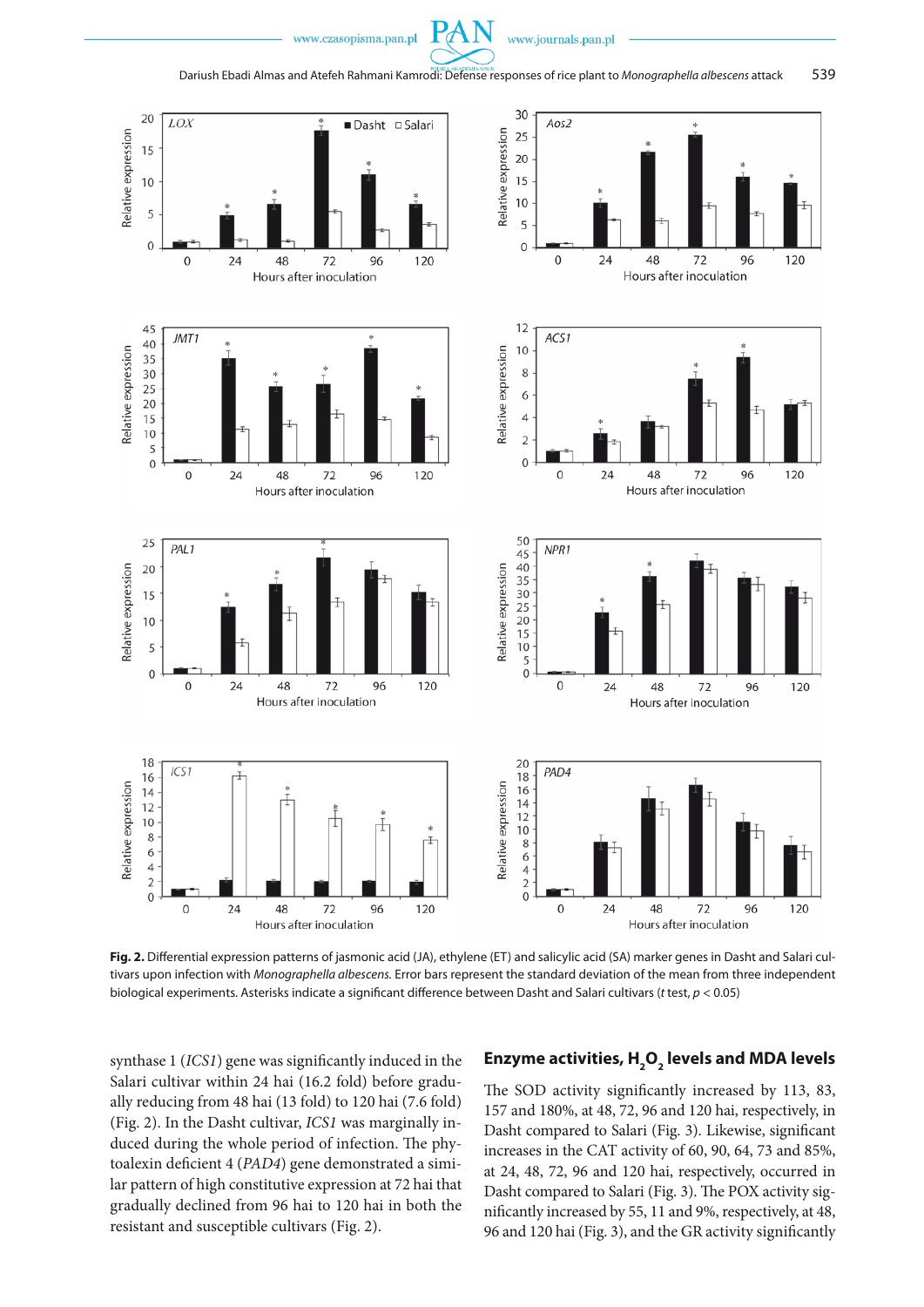LOX
■ Dasht □ Salari
Relative expression
20
15
10
5
0
0 24 48 72 96 120
Hours after inoculation

Aos2
Relative expression
30
25
20
15
10
5
0
0 24 48 72 96 120
Hours after inoculation

JMT1
Relative expression
45
40
35
30
25
20
15
10
5
0
0 24 48 72 96 120
Hours after inoculation

ACS1
Relative expression
12
10
8
6
4
2
0
0 24 48 72 96 120
Hours after inoculation

PAL1
Relative expression
25
20
15
10
5
0
0 24 48 72 96 120
Hours after inoculation

NPR1
Relative expression
50
45
40
35
30
25
20
15
10
5
0
0 24 48 72 96 120
Hours after inoculation

ICS1
Relative expression
18
16
14
12
10
8
6
4
2
0
0 24 48 72 96 120
Hours after inoculation

PAD4
Relative expression
20
18
16
14
12
10
8
6
4
2
0
0 24 48 72 96 120
Hours after inoculation

**Fig. 2.** Differential expression patterns of jasmonic acid (JA), ethylene (ET) and salicylic acid (SA) marker genes in Dasht and Salari cultivars upon infection with *Monographella albescens*. Error bars represent the standard deviation of the mean from three independent biological experiments. Asterisks indicate a significant difference between Dasht and Salari cultivars (*t* test, $p < 0.05$)

synthase 1 (*ICS1*) gene was significantly induced in the Salari cultivar within 24 hai (16.2 fold) before gradually reducing from 48 hai (13 fold) to 120 hai (7.6 fold) (Fig. 2). In the Dasht cultivar, *ICS1* was marginally induced during the whole period of infection. The phytoalexin deficient 4 (*PAD4*) gene demonstrated a similar pattern of high constitutive expression at 72 hai that gradually declined from 96 hai to 120 hai in both the resistant and susceptible cultivars (Fig. 2).

## Enzyme activities, $H_2O_2$ levels and MDA levels

The SOD activity significantly increased by 113, 83, 157 and 180%, at 48, 72, 96 and 120 hai, respectively, in Dasht compared to Salari (Fig. 3). Likewise, significant increases in the CAT activity of 60, 90, 64, 73 and 85%, at 24, 48, 72, 96 and 120 hai, respectively, occurred in Dasht compared to Salari (Fig. 3). The POX activity significantly increased by 55, 11 and 9%, respectively, at 48, 96 and 120 hai (Fig. 3), and the GR activity significantly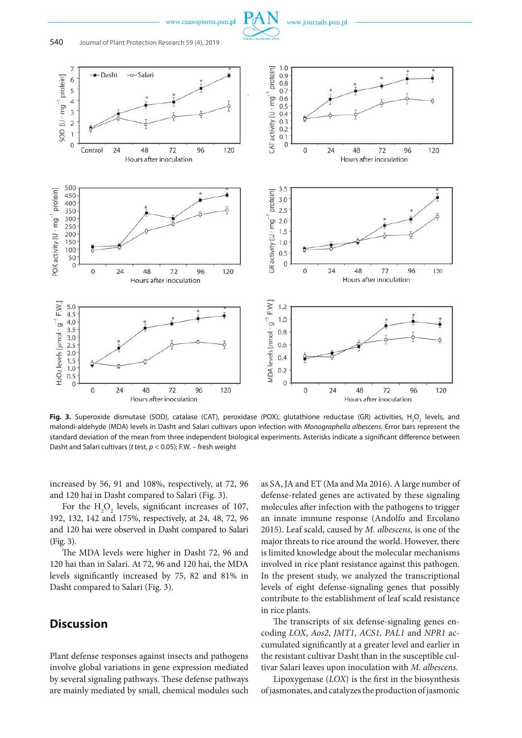Dasht
Salari

SOD [U · mg⁻¹ protein]
0 1 2 3 4 5 6 7
Control 24 48 72 96 120
Hours after inoculation

CAT activity [U · mg⁻¹ protein]
0 0.1 0.2 0.3 0.4 0.5 0.6 0.7 0.8 0.9 1.0
0 24 48 72 96 120
Hours after inoculation

POX activity [U · mg⁻¹ protein]
0 50 100 150 200 250 300 350 400 450 500
0 24 48 72 96 120
Hours after inoculation

GR activity [U · mg⁻¹ protein]
0 0.5 1.0 1.5 2.0 2.5 3.0 3.5
0 24 48 72 96 120
Hours after inoculation

H2O2 levels [µmol · g⁻¹ F.W.]
0 0.5 1.0 1.5 2.0 2.5 3.0 3.5 4.0 4.5 5.0
0 24 48 72 96 120
Hours after inoculation

MDA levels [nmol · g⁻¹ F.W.]
0 0.2 0.4 0.6 0.8 1.0 1.2
0 24 48 72 96 120
Hours after inoculation

**Fig. 3.** Superoxide dismutase (SOD), catalase (CAT), peroxidase (POX), glutathione reductase (GR) activities, $H_2O_2$ levels, and malondi-aldehyde (MDA) levels in Dasht and Salari cultivars upon infection with *Monographella albescens*. Error bars represent the standard deviation of the mean from three independent biological experiments. Asterisks indicate a significant difference between Dasht and Salari cultivars (*t* test, $p < 0.05$); F.W. – fresh weight

increased by 56, 91 and 108%, respectively, at 72, 96 and 120 hai in Dasht compared to Salari (Fig. 3).

For the $H_2O_2$ levels, significant increases of 107, 192, 132, 142 and 175%, respectively, at 24, 48, 72, 96 and 120 hai were observed in Dasht compared to Salari (Fig. 3).

The MDA levels were higher in Dasht 72, 96 and 120 hai than in Salari. At 72, 96 and 120 hai, the MDA levels significantly increased by 75, 82 and 81% in Dasht compared to Salari (Fig. 3).

## Discussion

Plant defense responses against insects and pathogens involve global variations in gene expression mediated by several signaling pathways. These defense pathways are mainly mediated by small, chemical modules such as SA, JA and ET (Ma and Ma 2016). A large number of defense-related genes are activated by these signaling molecules after infection with the pathogens to trigger an innate immune response (Andolfo and Ercolano 2015). Leaf scald, caused by *M. albescens,* is one of the major threats to rice around the world. However, there is limited knowledge about the molecular mechanisms involved in rice plant resistance against this pathogen. In the present study, we analyzed the transcriptional levels of eight defense-signaling genes that possibly contribute to the establishment of leaf scald resistance in rice plants.

The transcripts of six defense-signaling genes encoding *LOX*, *Aos2*, *JMT1*, *ACS1*, *PAL1* and *NPR1* accumulated significantly at a greater level and earlier in the resistant cultivar Dasht than in the susceptible cultivar Salari leaves upon inoculation with *M. albescens*.

Lipoxygenase (*LOX*) is the first in the biosynthesis of jasmonates, and catalyzes the production of jasmonic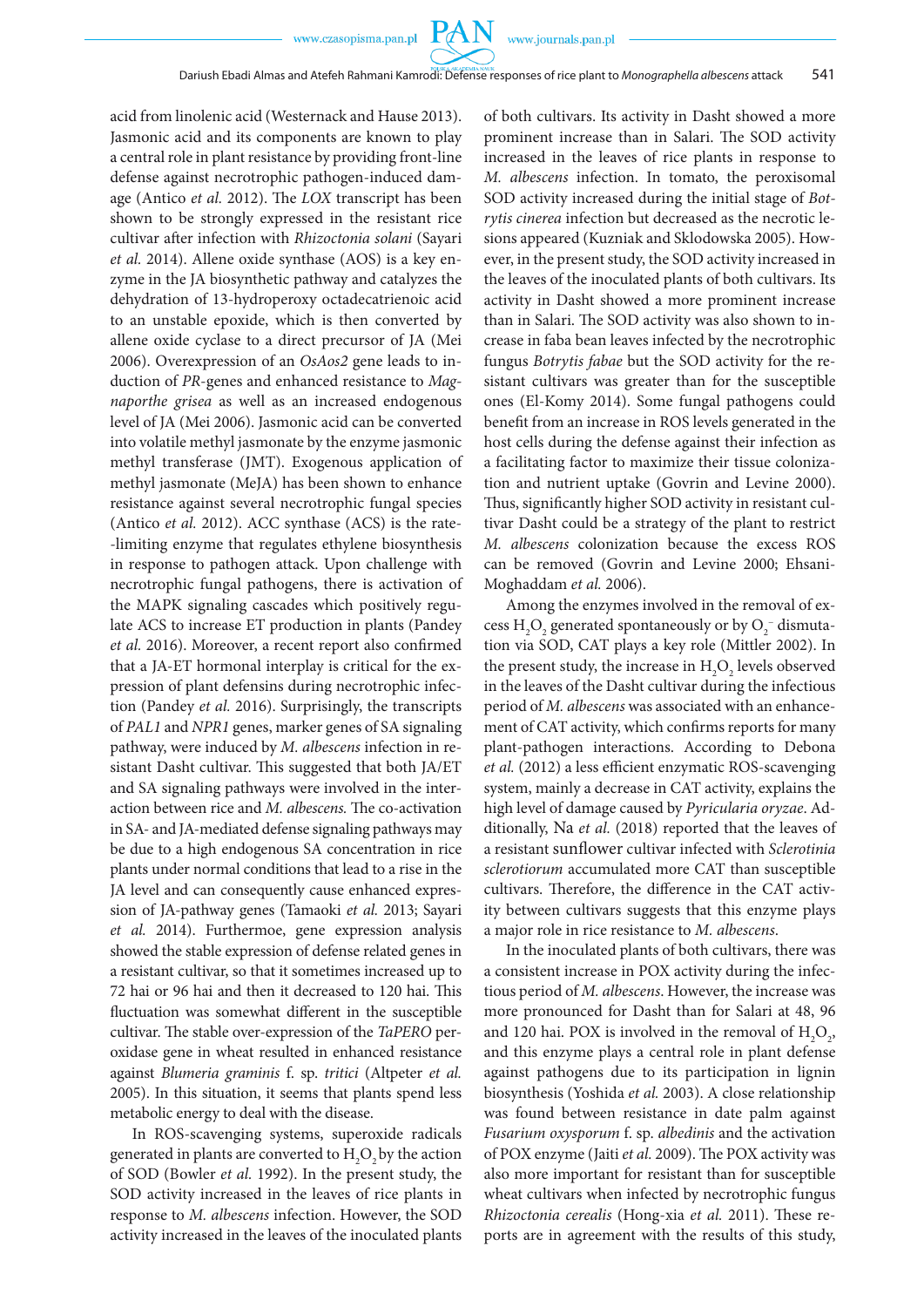acid from linolenic acid (Westernack and Hause 2013). Jasmonic acid and its components are known to play a central role in plant resistance by providing front-line defense against necrotrophic pathogen-induced damage (Antico *et al.* 2012). The *LOX* transcript has been shown to be strongly expressed in the resistant rice cultivar after infection with *Rhizoctonia solani* (Sayari *et al.* 2014). Allene oxide synthase (AOS) is a key enzyme in the JA biosynthetic pathway and catalyzes the dehydration of 13-hydroperoxy octadecatrienoic acid to an unstable epoxide, which is then converted by allene oxide cyclase to a direct precursor of JA (Mei 2006). Overexpression of an *OsAos2* gene leads to induction of *PR*-genes and enhanced resistance to *Magnaporthe grisea* as well as an increased endogenous level of JA (Mei 2006). Jasmonic acid can be converted into volatile methyl jasmonate by the enzyme jasmonic methyl transferase (JMT). Exogenous application of methyl jasmonate (MeJA) has been shown to enhance resistance against several necrotrophic fungal species (Antico *et al.* 2012). ACC synthase (ACS) is the rate-limiting enzyme that regulates ethylene biosynthesis in response to pathogen attack. Upon challenge with necrotrophic fungal pathogens, there is activation of the MAPK signaling cascades which positively regulate ACS to increase ET production in plants (Pandey *et al.* 2016). Moreover, a recent report also confirmed that a JA-ET hormonal interplay is critical for the expression of plant defensins during necrotrophic infection (Pandey *et al.* 2016). Surprisingly, the transcripts of *PAL1* and *NPR1* genes, marker genes of SA signaling pathway, were induced by *M. albescens* infection in resistant Dasht cultivar. This suggested that both JA/ET and SA signaling pathways were involved in the interaction between rice and *M. albescens.* The co-activation in SA- and JA-mediated defense signaling pathways may be due to a high endogenous SA concentration in rice plants under normal conditions that lead to a rise in the JA level and can consequently cause enhanced expression of JA-pathway genes (Tamaoki *et al.* 2013; Sayari *et al.* 2014). Furthermoe, gene expression analysis showed the stable expression of defense related genes in a resistant cultivar, so that it sometimes increased up to 72 hai or 96 hai and then it decreased to 120 hai. This fluctuation was somewhat different in the susceptible cultivar. The stable over-expression of the *TaPERO* peroxidase gene in wheat resulted in enhanced resistance against *Blumeria graminis* f. sp. *tritici* (Altpeter *et al.* 2005). In this situation, it seems that plants spend less metabolic energy to deal with the disease.

In ROS-scavenging systems, superoxide radicals generated in plants are converted to $H_2O_2$ by the action of SOD (Bowler *et al.* 1992). In the present study, the SOD activity increased in the leaves of rice plants in response to *M. albescens* infection. However, the SOD activity increased in the leaves of the inoculated plants of both cultivars. Its activity in Dasht showed a more prominent increase than in Salari. The SOD activity increased in the leaves of rice plants in response to *M. albescens* infection. In tomato, the peroxisomal SOD activity increased during the initial stage of *Botrytis cinerea* infection but decreased as the necrotic lesions appeared (Kuzniak and Sklodowska 2005). However, in the present study, the SOD activity increased in the leaves of the inoculated plants of both cultivars. Its activity in Dasht showed a more prominent increase than in Salari. The SOD activity was also shown to increase in faba bean leaves infected by the necrotrophic fungus *Botrytis fabae* but the SOD activity for the resistant cultivars was greater than for the susceptible ones (El-Komy 2014). Some fungal pathogens could benefit from an increase in ROS levels generated in the host cells during the defense against their infection as a facilitating factor to maximize their tissue colonization and nutrient uptake (Govrin and Levine 2000). Thus, significantly higher SOD activity in resistant cultivar Dasht could be a strategy of the plant to restrict *M. albescens* colonization because the excess ROS can be removed (Govrin and Levine 2000; Ehsani-Moghaddam *et al.* 2006).

Among the enzymes involved in the removal of excess $H_2O_2$ generated spontaneously or by $O_2^-$ dismutation via SOD, CAT plays a key role (Mittler 2002). In the present study, the increase in $H_2O_2$ levels observed in the leaves of the Dasht cultivar during the infectious period of *M. albescens* was associated with an enhancement of CAT activity, which confirms reports for many plant-pathogen interactions. According to Debona *et al.* (2012) a less efficient enzymatic ROS-scavenging system, mainly a decrease in CAT activity, explains the high level of damage caused by *Pyricularia oryzae*. Additionally, Na *et al.* (2018) reported that the leaves of a resistant sunflower cultivar infected with *Sclerotinia sclerotiorum* accumulated more CAT than susceptible cultivars. Therefore, the difference in the CAT activity between cultivars suggests that this enzyme plays a major role in rice resistance to *M. albescens*.

In the inoculated plants of both cultivars, there was a consistent increase in POX activity during the infectious period of *M. albescens*. However, the increase was more pronounced for Dasht than for Salari at 48, 96 and 120 hai. POX is involved in the removal of $H_2O_2$, and this enzyme plays a central role in plant defense against pathogens due to its participation in lignin biosynthesis (Yoshida *et al.* 2003). A close relationship was found between resistance in date palm against *Fusarium oxysporum* f. sp. *albedinis* and the activation of POX enzyme (Jaiti *et al.* 2009). The POX activity was also more important for resistant than for susceptible wheat cultivars when infected by necrotrophic fungus *Rhizoctonia cerealis* (Hong-xia *et al.* 2011). These reports are in agreement with the results of this study,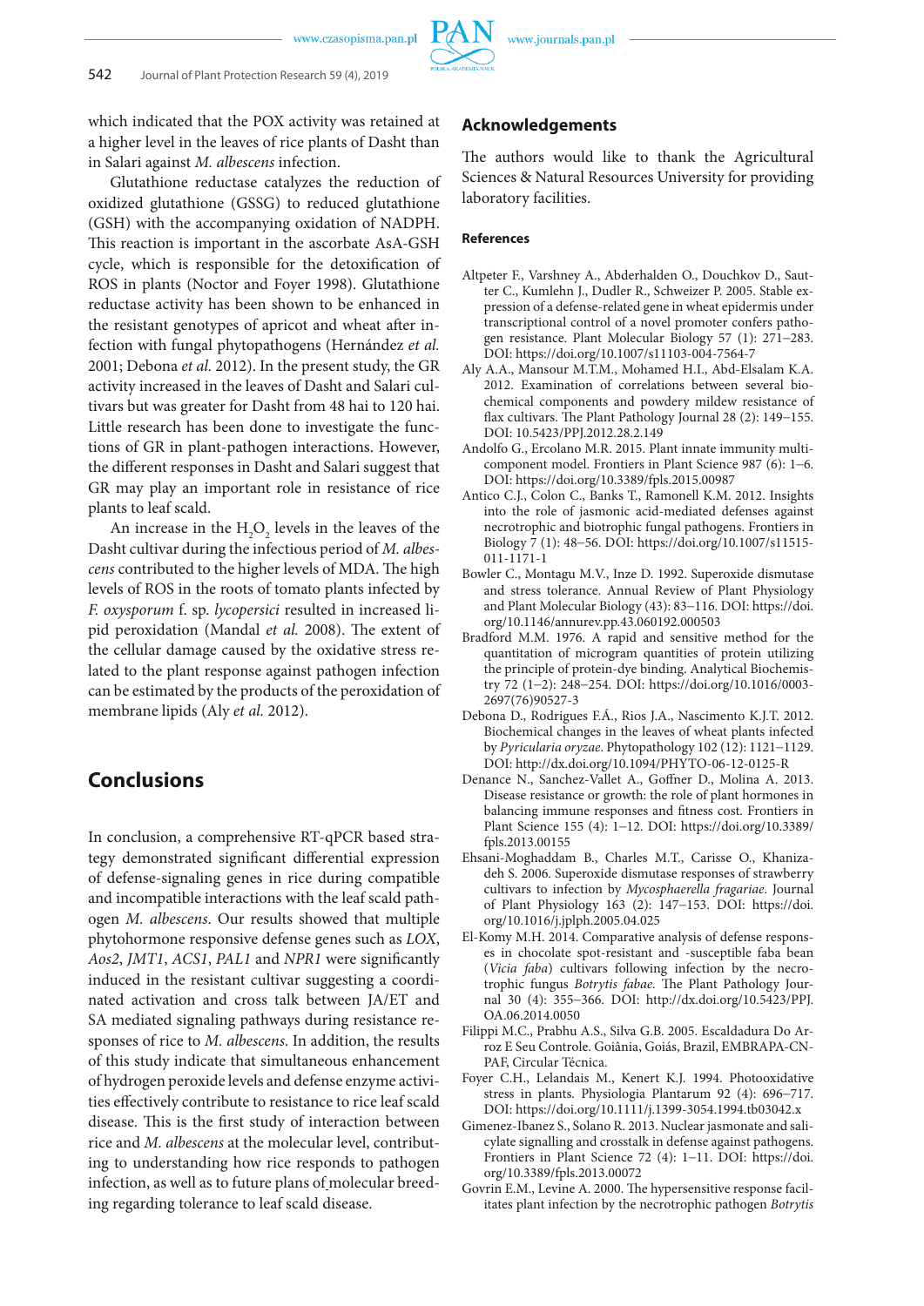which indicated that the POX activity was retained at a higher level in the leaves of rice plants of Dasht than in Salari against *M. albescens* infection.

Glutathione reductase catalyzes the reduction of oxidized glutathione (GSSG) to reduced glutathione (GSH) with the accompanying oxidation of NADPH. This reaction is important in the ascorbate AsA-GSH cycle, which is responsible for the detoxification of ROS in plants (Noctor and Foyer 1998). Glutathione reductase activity has been shown to be enhanced in the resistant genotypes of apricot and wheat after infection with fungal phytopathogens (Hernández *et al.* 2001; Debona *et al.* 2012). In the present study, the GR activity increased in the leaves of Dasht and Salari cultivars but was greater for Dasht from 48 hai to 120 hai. Little research has been done to investigate the functions of GR in plant-pathogen interactions. However, the different responses in Dasht and Salari suggest that GR may play an important role in resistance of rice plants to leaf scald.

An increase in the $H_2O_2$ levels in the leaves of the Dasht cultivar during the infectious period of *M. albescens* contributed to the higher levels of MDA. The high levels of ROS in the roots of tomato plants infected by *F. oxysporum* f. sp. *lycopersici* resulted in increased lipid peroxidation (Mandal *et al.* 2008). The extent of the cellular damage caused by the oxidative stress related to the plant response against pathogen infection can be estimated by the products of the peroxidation of membrane lipids (Aly *et al.* 2012).

## Conclusions

In conclusion, a comprehensive RT-qPCR based strategy demonstrated significant differential expression of defense-signaling genes in rice during compatible and incompatible interactions with the leaf scald pathogen *M. albescens*. Our results showed that multiple phytohormone responsive defense genes such as *LOX*, *Aos2*, *JMT1*, *ACS1*, *PAL1* and *NPR1* were significantly induced in the resistant cultivar suggesting a coordinated activation and cross talk between JA/ET and SA mediated signaling pathways during resistance responses of rice to *M. albescens*. In addition, the results of this study indicate that simultaneous enhancement of hydrogen peroxide levels and defense enzyme activities effectively contribute to resistance to rice leaf scald disease. This is the first study of interaction between rice and *M. albescens* at the molecular level, contributing to understanding how rice responds to pathogen infection, as well as to future plans of molecular breeding regarding tolerance to leaf scald disease.

## Acknowledgements

The authors would like to thank the Agricultural Sciences & Natural Resources University for providing laboratory facilities.

### References

Altpeter F., Varshney A., Abderhalden O., Douchkov D., Sautter C., Kumlehn J., Dudler R., Schweizer P. 2005. Stable expression of a defense-related gene in wheat epidermis under transcriptional control of a novel promoter confers pathogen resistance. Plant Molecular Biology 57 (1): 271–283. DOI: https://doi.org/10.1007/s11103-004-7564-7

Aly A.A., Mansour M.T.M., Mohamed H.I., Abd-Elsalam K.A. 2012. Examination of correlations between several biochemical components and powdery mildew resistance of flax cultivars. The Plant Pathology Journal 28 (2): 149–155. DOI: 10.5423/PPJ.2012.28.2.149

Andolfo G., Ercolano M.R. 2015. Plant innate immunity multicomponent model. Frontiers in Plant Science 987 (6): 1–6. DOI: https://doi.org/10.3389/fpls.2015.00987

Antico C.J., Colon C., Banks T., Ramonell K.M. 2012. Insights into the role of jasmonic acid-mediated defenses against necrotrophic and biotrophic fungal pathogens. Frontiers in Biology 7 (1): 48–56. DOI: https://doi.org/10.1007/s11515-011-1171-1

Bowler C., Montagu M.V., Inze D. 1992. Superoxide dismutase and stress tolerance. Annual Review of Plant Physiology and Plant Molecular Biology (43): 83–116. DOI: https://doi.org/10.1146/annurev.pp.43.060192.000503

Bradford M.M. 1976. A rapid and sensitive method for the quantitation of microgram quantities of protein utilizing the principle of protein-dye binding. Analytical Biochemistry 72 (1–2): 248–254. DOI: https://doi.org/10.1016/0003-2697(76)90527-3

Debona D., Rodrigues F.Á., Rios J.A., Nascimento K.J.T. 2012. Biochemical changes in the leaves of wheat plants infected by *Pyricularia oryzae*. Phytopathology 102 (12): 1121–1129. DOI: http://dx.doi.org/10.1094/PHYTO-06-12-0125-R

Denance N., Sanchez-Vallet A., Goffner D., Molina A. 2013. Disease resistance or growth: the role of plant hormones in balancing immune responses and fitness cost. Frontiers in Plant Science 155 (4): 1–12. DOI: https://doi.org/10.3389/fpls.2013.00155

Ehsani-Moghaddam B., Charles M.T., Carisse O., Khanizadeh S. 2006. Superoxide dismutase responses of strawberry cultivars to infection by *Mycosphaerella fragariae*. Journal of Plant Physiology 163 (2): 147–153. DOI: https://doi.org/10.1016/j.jplph.2005.04.025

El-Komy M.H. 2014. Comparative analysis of defense responses in chocolate spot-resistant and -susceptible faba bean (*Vicia faba*) cultivars following infection by the necrotrophic fungus *Botrytis fabae.* The Plant Pathology Journal 30 (4): 355–366. DOI: http://dx.doi.org/10.5423/PPJ.OA.06.2014.0050

Filippi M.C., Prabhu A.S., Silva G.B. 2005. Escaldadura Do Arroz E Seu Controle. Goiânia, Goiás, Brazil, EMBRAPA-CNPAF, Circular Técnica.

Foyer C.H., Lelandais M., Kenert K.J. 1994. Photooxidative stress in plants. Physiologia Plantarum 92 (4): 696–717. DOI: https://doi.org/10.1111/j.1399-3054.1994.tb03042.x

Gimenez-Ibanez S., Solano R. 2013. Nuclear jasmonate and salicylate signalling and crosstalk in defense against pathogens. Frontiers in Plant Science 72 (4): 1–11. DOI: https://doi.org/10.3389/fpls.2013.00072

Govrin E.M., Levine A. 2000. The hypersensitive response facilitates plant infection by the necrotrophic pathogen *Botrytis*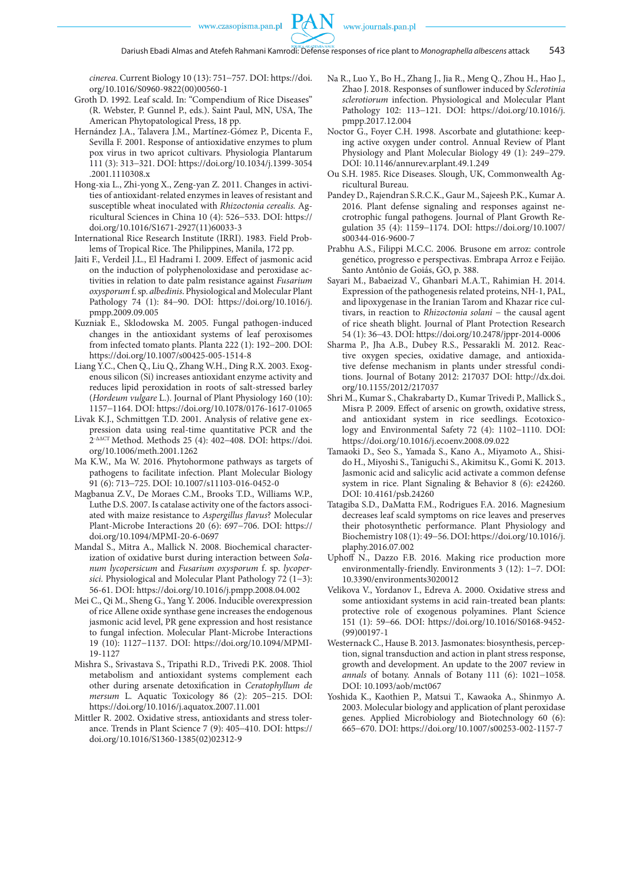*cinerea*. Current Biology 10 (13): 751–757. DOI: https://doi.org/10.1016/S0960-9822(00)00560-1

Groth D. 1992. Leaf scald. In: "Compendium of Rice Diseases" (R. Webster, P. Gunnel P., eds.). Saint Paul, MN, USA, The American Phytopatological Press, 18 pp.

Hernández J.A., Talavera J.M., Martínez-Gómez P., Dicenta F., Sevilla F. 2001. Response of antioxidative enzymes to plum pox virus in two apricot cultivars. Physiologia Plantarum 111 (3): 313–321. DOI: https://doi.org/10.1034/j.1399-3054.2001.1110308.x

Hong-xia L., Zhi-yong X., Zeng-yan Z. 2011. Changes in activities of antioxidant-related enzymes in leaves of resistant and susceptible wheat inoculated with *Rhizoctonia cerealis.* Agricultural Sciences in China 10 (4): 526–533. DOI: https://doi.org/10.1016/S1671-2927(11)60033-3

International Rice Research Institute (IRRI). 1983. Field Problems of Tropical Rice. The Philippines, Manila, 172 pp.

Jaiti F., Verdeil J.L., El Hadrami I. 2009. Effect of jasmonic acid on the induction of polyphenoloxidase and peroxidase activities in relation to date palm resistance against *Fusarium oxysporum* f. sp. *albedinis*. Physiological and Molecular Plant Pathology 74 (1): 84–90. DOI: https://doi.org/10.1016/j.pmpp.2009.09.005

Kuzniak E., Sklodowska M. 2005. Fungal pathogen-induced changes in the antioxidant systems of leaf peroxisomes from infected tomato plants. Planta 222 (1): 192–200. DOI: https://doi.org/10.1007/s00425-005-1514-8

Liang Y.C., Chen Q., Liu Q., Zhang W.H., Ding R.X. 2003. Exogenous silicon (Si) increases antioxidant enzyme activity and reduces lipid peroxidation in roots of salt-stressed barley (*Hordeum vulgare* L.). Journal of Plant Physiology 160 (10): 1157–1164. DOI: https://doi.org/10.1078/0176-1617-01065

Livak K.J., Schmittgen T.D. 2001. Analysis of relative gene expression data using real-time quantitative PCR and the $2^{-\Delta\Delta CT}$ Method. Methods 25 (4): 402–408. DOI: https://doi.org/10.1006/meth.2001.1262

Ma K.W., Ma W. 2016. Phytohormone pathways as targets of pathogens to facilitate infection. Plant Molecular Biology 91 (6): 713–725. DOI: 10.1007/s11103-016-0452-0

Magbanua Z.V., De Moraes C.M., Brooks T.D., Williams W.P., Luthe D.S. 2007. Is catalase activity one of the factors associated with maize resistance to *Aspergillus flavus*? Molecular Plant-Microbe Interactions 20 (6): 697–706. DOI: https://doi.org/10.1094/MPMI-20-6-0697

Mandal S., Mitra A., Mallick N. 2008. Biochemical characterization of oxidative burst during interaction between *Solanum lycopersicum* and *Fusarium oxysporum* f. sp. *lycopersici.* Physiological and Molecular Plant Pathology 72 (1–3): 56-61. DOI: https://doi.org/10.1016/j.pmpp.2008.04.002

Mei C., Qi M., Sheng G., Yang Y. 2006. Inducible overexpression of rice Allene oxide synthase gene increases the endogenous jasmonic acid level, PR gene expression and host resistance to fungal infection. Molecular Plant-Microbe Interactions 19 (10): 1127–1137. DOI: https://doi.org/10.1094/MPMI-19-1127

Mishra S., Srivastava S., Tripathi R.D., Trivedi P.K. 2008. Thiol metabolism and antioxidant systems complement each other during arsenate detoxification in *Ceratophyllum demersum* L. Aquatic Toxicology 86 (2): 205–215. DOI: https://doi.org/10.1016/j.aquatox.2007.11.001

Mittler R. 2002. Oxidative stress, antioxidants and stress tolerance. Trends in Plant Science 7 (9): 405–410. DOI: https://doi.org/10.1016/S1360-1385(02)02312-9

Na R., Luo Y., Bo H., Zhang J., Jia R., Meng Q., Zhou H., Hao J., Zhao J. 2018. Responses of sunflower induced by *Sclerotinia sclerotiorum* infection. Physiological and Molecular Plant Pathology 102: 113–121. DOI: https://doi.org/10.1016/j.pmpp.2017.12.004

Noctor G., Foyer C.H. 1998. Ascorbate and glutathione: keeping active oxygen under control. Annual Review of Plant Physiology and Plant Molecular Biology 49 (1): 249–279. DOI: 10.1146/annurev.arplant.49.1.249

Ou S.H. 1985. Rice Diseases. Slough, UK, Commonwealth Agricultural Bureau.

Pandey D., Rajendran S.R.C.K., Gaur M., Sajeesh P.K., Kumar A. 2016. Plant defense signaling and responses against necrotrophic fungal pathogens. Journal of Plant Growth Regulation 35 (4): 1159–1174. DOI: https://doi.org/10.1007/s00344-016-9600-7

Prabhu A.S., Filippi M.C.C. 2006. Brusone em arroz: controle genético, progresso e perspectivas. Embrapa Arroz e Feijão. Santo Antônio de Goiás, GO, p. 388.

Sayari M., Babaeizad V., Ghanbari M.A.T., Rahimian H. 2014. Expression of the pathogenesis related proteins, NH-1, PAL, and lipoxygenase in the Iranian Tarom and Khazar rice cultivars, in reaction to *Rhizoctonia solani* – the causal agent of rice sheath blight. Journal of Plant Protection Research 54 (1): 36–43. DOI: https://doi.org/10.2478/jppr-2014-0006

Sharma P., Jha A.B., Dubey R.S., Pessarakli M. 2012. Reactive oxygen species, oxidative damage, and antioxidative defense mechanism in plants under stressful conditions. Journal of Botany 2012: 217037 DOI: http://dx.doi.org/10.1155/2012/217037

Shri M., Kumar S., Chakrabarty D., Kumar Trivedi P., Mallick S., Misra P. 2009. Effect of arsenic on growth, oxidative stress, and antioxidant system in rice seedlings. Ecotoxicology and Environmental Safety 72 (4): 1102–1110. DOI: https://doi.org/10.1016/j.ecoenv.2008.09.022

Tamaoki D., Seo S., Yamada S., Kano A., Miyamoto A., Shisido H., Miyoshi S., Taniguchi S., Akimitsu K., Gomi K. 2013. Jasmonic acid and salicylic acid activate a common defense system in rice. Plant Signaling & Behavior 8 (6): e24260. DOI: 10.4161/psb.24260

Tatagiba S.D., DaMatta F.M., Rodrigues F.A. 2016. Magnesium decreases leaf scald symptoms on rice leaves and preserves their photosynthetic performance. Plant Physiology and Biochemistry 108 (1): 49–56. DOI: https://doi.org/10.1016/j.plaphy.2016.07.002

Uphoff N., Dazzo F.B. 2016. Making rice production more environmentally-friendly. Environments 3 (12): 1–7. DOI: 10.3390/environments3020012

Velikova V., Yordanov I., Edreva A. 2000. Oxidative stress and some antioxidant systems in acid rain-treated bean plants: protective role of exogenous polyamines. Plant Science 151 (1): 59–66. DOI: https://doi.org/10.1016/S0168-9452-(99)00197-1

Westernack C., Hause B. 2013. Jasmonates: biosynthesis, perception, signal transduction and action in plant stress response, growth and development. An update to the 2007 review in *annals* of botany. Annals of Botany 111 (6): 1021–1058. DOI: 10.1093/aob/mct067

Yoshida K., Kaothien P., Matsui T., Kawaoka A., Shinmyo A. 2003. Molecular biology and application of plant peroxidase genes. Applied Microbiology and Biotechnology 60 (6): 665–670. DOI: https://doi.org/10.1007/s00253-002-1157-7